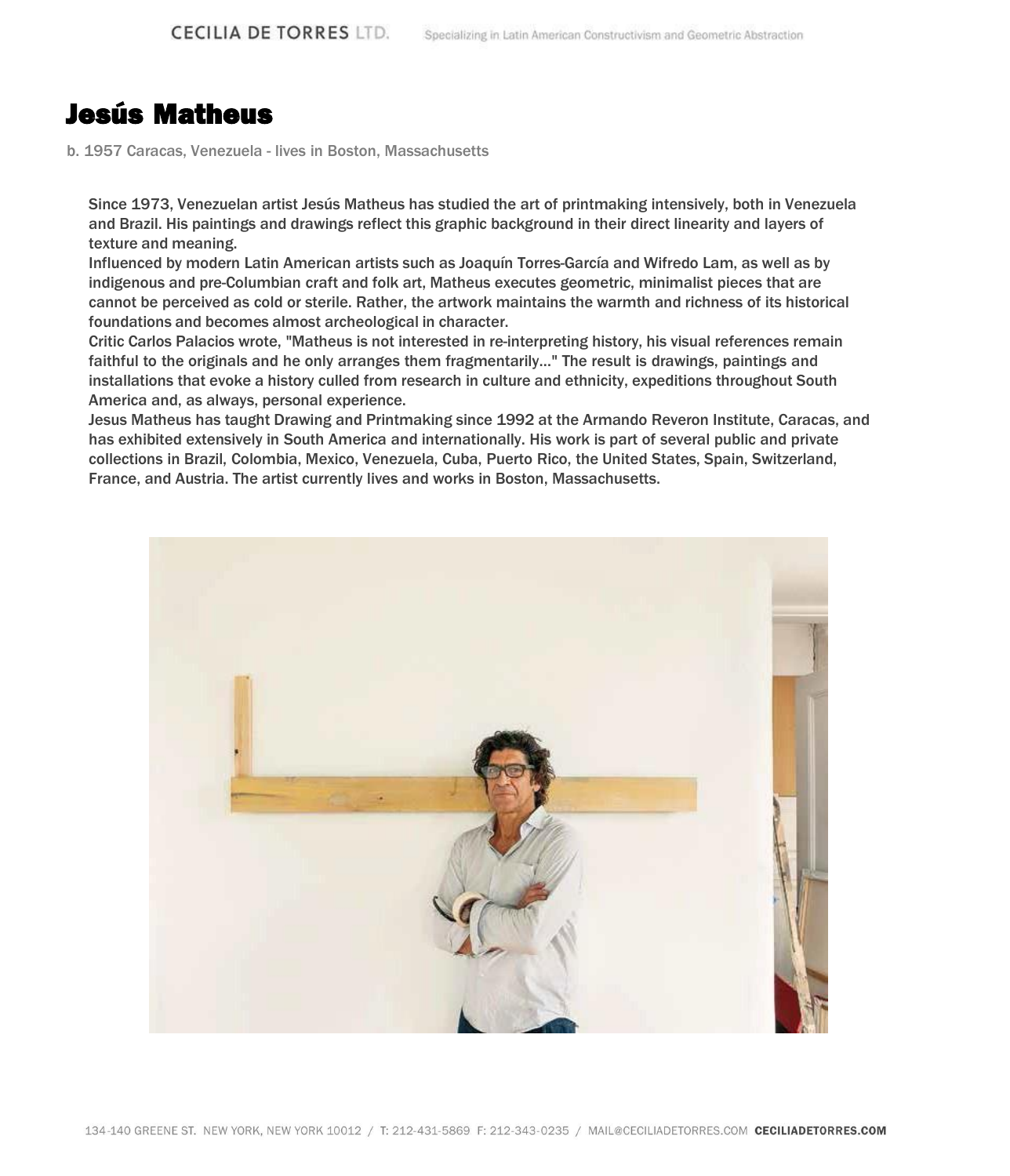# Jesús Matheus

b. 1957 Caracas, Venezuela - lives in Boston, Massachusetts

Since 1973, Venezuelan artist Jesús Matheus has studied the art of printmaking intensively, both in Venezuela and Brazil. His paintings and drawings reflect this graphic background in their direct linearity and layers of texture and meaning.

Influenced by modern Latin American artists such as Joaquín Torres-García and Wifredo Lam, as well as by indigenous and pre-Columbian craft and folk art, Matheus executes geometric, minimalist pieces that are cannot be perceived as cold or sterile. Rather, the artwork maintains the warmth and richness of its historical foundations and becomes almost archeological in character.

Critic Carlos Palacios wrote, "Matheus is not interested in re-interpreting history, his visual references remain faithful to the originals and he only arranges them fragmentarily..." The result is drawings, paintings and installations that evoke a history culled from research in culture and ethnicity, expeditions throughout South America and, as always, personal experience.

Jesus Matheus has taught Drawing and Printmaking since 1992 at the Armando Reveron Institute, Caracas, and has exhibited extensively in South America and internationally. His work is part of several public and private collections in Brazil, Colombia, Mexico, Venezuela, Cuba, Puerto Rico, the United States, Spain, Switzerland, France, and Austria. The artist currently lives and works in Boston, Massachusetts.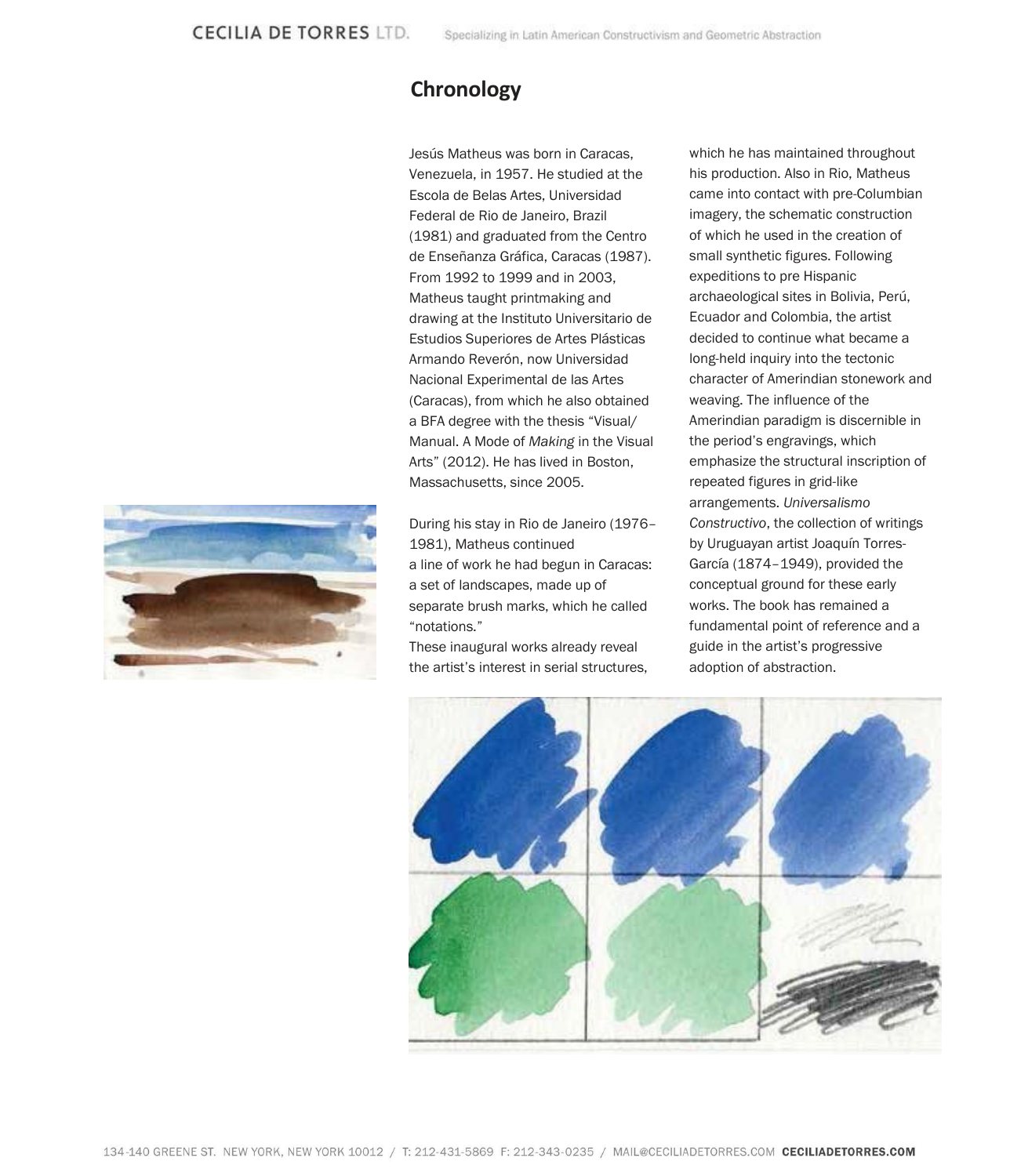## Chronology

Jesús Matheus was born in Caracas, Venezuela, in 1957. He studied at the Escola de Belas Artes, Universidad Federal de Rio de Janeiro, Brazil (1981) and graduated from the Centro de Enseñanza Gráfica, Caracas (1987). From 1992 to 1999 and in 2003, Matheus taught printmaking and drawing at the Instituto Universitario de Estudios Superiores de Artes Plásticas Armando Reverón, now Universidad Nacional Experimental de las Artes (Caracas), from which he also obtained a BFA degree with the thesis "Visual/ Manual. A Mode of *Making* in the Visual Arts" (2012). He has lived in Boston, Massachusetts, since 2005.

During his stay in Rio de Janeiro (1976–1981), Matheus continued a line of work he had begun in Caracas: a set of landscapes, made up of separate brush marks, which he called "notations."
These inaugural works already reveal the artist's interest in serial structures, which he has maintained throughout his production. Also in Rio, Matheus came into contact with pre-Columbian imagery, the schematic construction of which he used in the creation of small synthetic figures. Following expeditions to pre Hispanic archaeological sites in Bolivia, Perú, Ecuador and Colombia, the artist decided to continue what became a long-held inquiry into the tectonic character of Amerindian stonework and weaving. The influence of the Amerindian paradigm is discernible in the period's engravings, which emphasize the structural inscription of repeated figures in grid-like arrangements. *Universalismo Constructivo*, the collection of writings by Uruguayan artist Joaquín Torres-García (1874–1949), provided the conceptual ground for these early works. The book has remained a fundamental point of reference and a guide in the artist's progressive adoption of abstraction.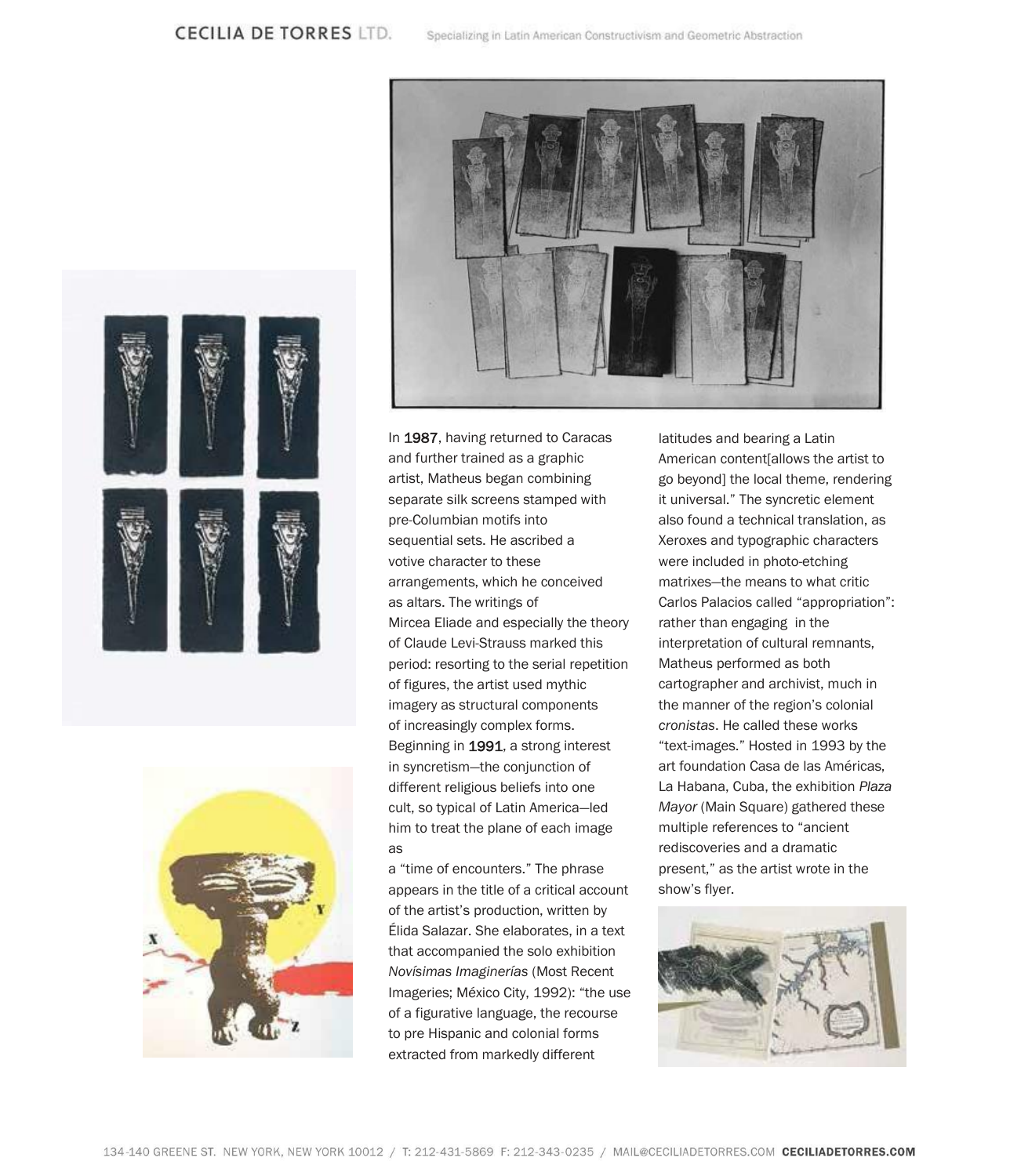In 1987, having returned to Caracas and further trained as a graphic artist, Matheus began combining separate silk screens stamped with pre-Columbian motifs into sequential sets. He ascribed a votive character to these arrangements, which he conceived as altars. The writings of Mircea Eliade and especially the theory of Claude Levi-Strauss marked this period: resorting to the serial repetition of figures, the artist used mythic imagery as structural components of increasingly complex forms. Beginning in 1991, a strong interest in syncretism—the conjunction of different religious beliefs into one cult, so typical of Latin America—led him to treat the plane of each image as a "time of encounters." The phrase appears in the title of a critical account of the artist's production, written by Élida Salazar. She elaborates, in a text that accompanied the solo exhibition *Novísimas Imaginerías* (Most Recent Imageries; México City, 1992): "the use of a figurative language, the recourse to pre Hispanic and colonial forms extracted from markedly different latitudes and bearing a Latin American content[allows the artist to go beyond] the local theme, rendering it universal." The syncretic element also found a technical translation, as Xeroxes and typographic characters were included in photo-etching matrixes—the means to what critic Carlos Palacios called "appropriation": rather than engaging in the interpretation of cultural remnants, Matheus performed as both cartographer and archivist, much in the manner of the region's colonial *cronistas*. He called these works "text-images." Hosted in 1993 by the art foundation Casa de las Américas, La Habana, Cuba, the exhibition *Plaza Mayor* (Main Square) gathered these multiple references to "ancient rediscoveries and a dramatic present," as the artist wrote in the show's flyer.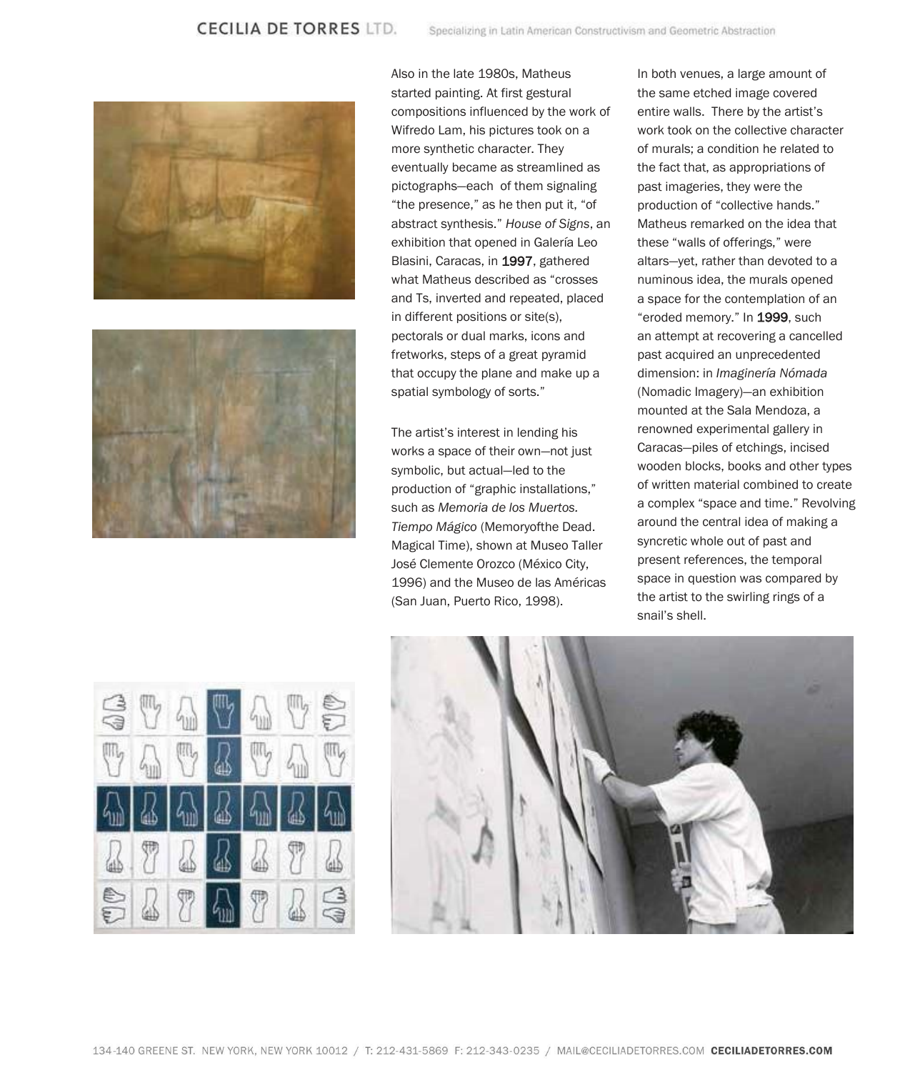Also in the late 1980s, Matheus started painting. At first gestural compositions influenced by the work of Wifredo Lam, his pictures took on a more synthetic character. They eventually became as streamlined as pictographs—each of them signaling "the presence," as he then put it, "of abstract synthesis." *House of Signs*, an exhibition that opened in Galería Leo Blasini, Caracas, in 1997, gathered what Matheus described as "crosses and Ts, inverted and repeated, placed in different positions or site(s), pectorals or dual marks, icons and fretworks, steps of a great pyramid that occupy the plane and make up a spatial symbology of sorts."

The artist's interest in lending his works a space of their own—not just symbolic, but actual—led to the production of "graphic installations," such as *Memoria de los Muertos. Tiempo Mágico* (Memoryofthe Dead. Magical Time), shown at Museo Taller José Clemente Orozco (México City, 1996) and the Museo de las Américas (San Juan, Puerto Rico, 1998).

In both venues, a large amount of the same etched image covered entire walls. There by the artist's work took on the collective character of murals; a condition he related to the fact that, as appropriations of past imageries, they were the production of "collective hands." Matheus remarked on the idea that these "walls of offerings," were altars—yet, rather than devoted to a numinous idea, the murals opened a space for the contemplation of an "eroded memory." In 1999, such an attempt at recovering a cancelled past acquired an unprecedented dimension: in *Imaginería Nómada* (Nomadic Imagery)—an exhibition mounted at the Sala Mendoza, a renowned experimental gallery in Caracas—piles of etchings, incised wooden blocks, books and other types of written material combined to create a complex "space and time." Revolving around the central idea of making a syncretic whole out of past and present references, the temporal space in question was compared by the artist to the swirling rings of a snail's shell.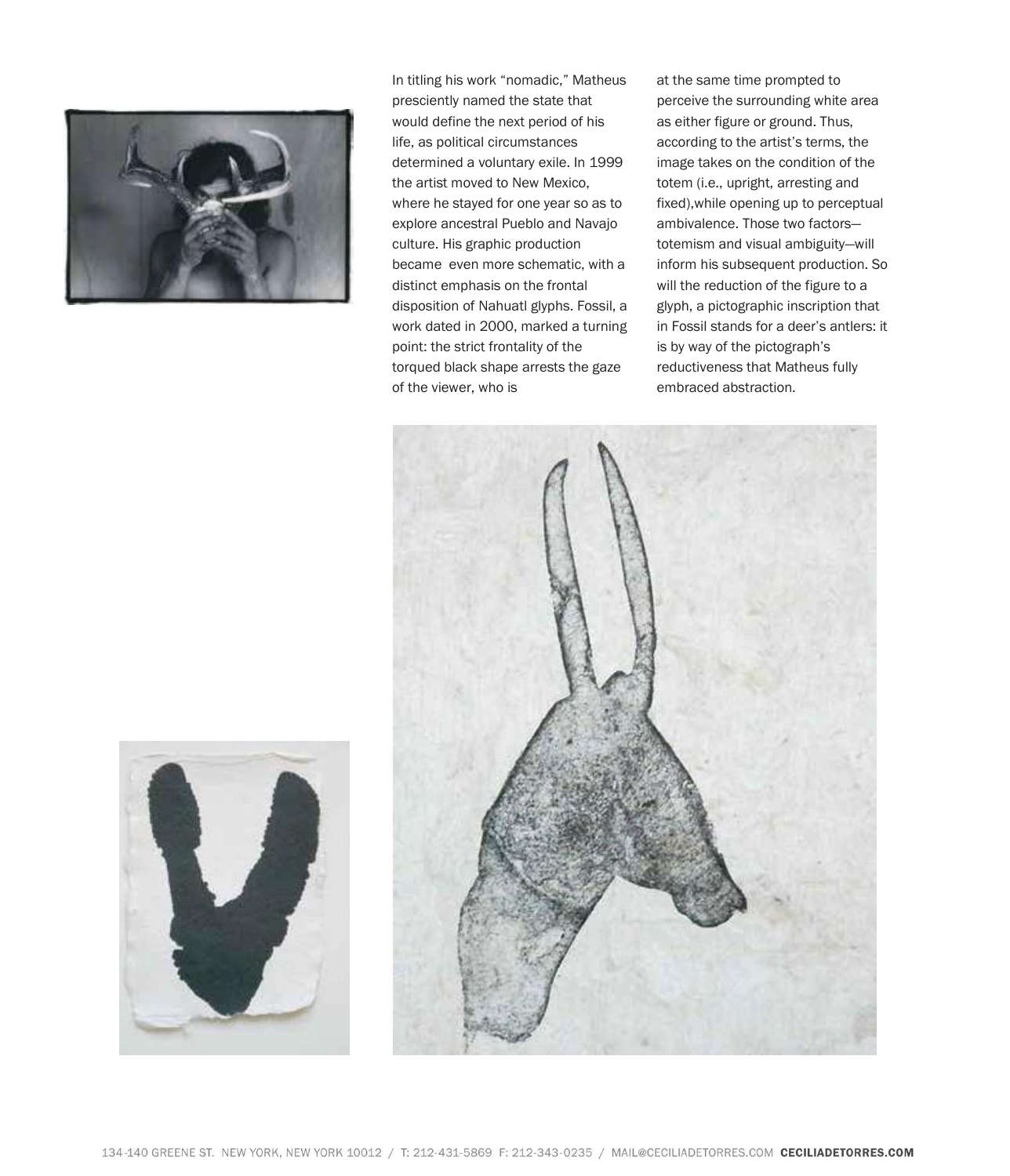In titling his work “nomadic,” Matheus presciently named the state that would define the next period of his life, as political circumstances determined a voluntary exile. In 1999 the artist moved to New Mexico, where he stayed for one year so as to explore ancestral Pueblo and Navajo culture. His graphic production became even more schematic, with a distinct emphasis on the frontal disposition of Nahuatl glyphs. Fossil, a work dated in 2000, marked a turning point: the strict frontality of the torqued black shape arrests the gaze of the viewer, who is at the same time prompted to perceive the surrounding white area as either figure or ground. Thus, according to the artist’s terms, the image takes on the condition of the totem (i.e., upright, arresting and fixed),while opening up to perceptual ambivalence. Those two factors—totemism and visual ambiguity—will inform his subsequent production. So will the reduction of the figure to a glyph, a pictographic inscription that in Fossil stands for a deer’s antlers: it is by way of the pictograph’s reductiveness that Matheus fully embraced abstraction.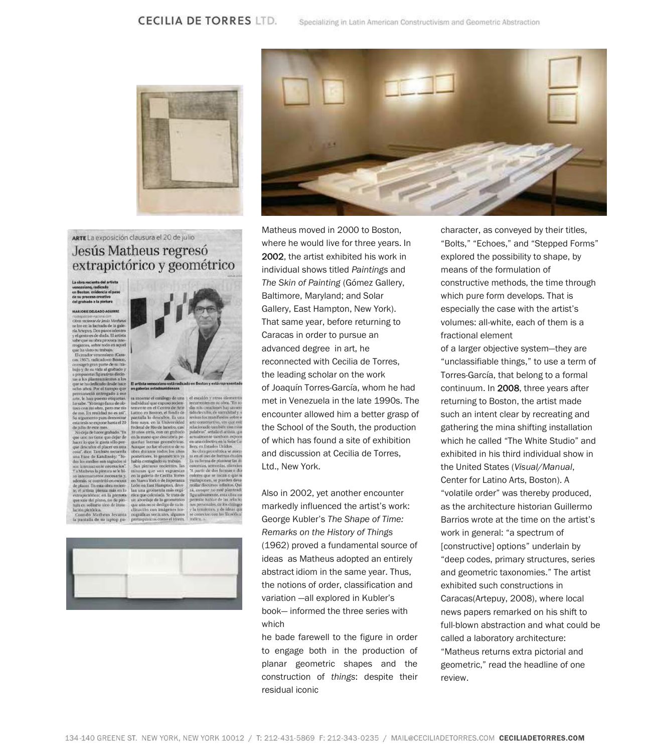Matheus moved in 2000 to Boston, where he would live for three years. In 2002, the artist exhibited his work in individual shows titled *Paintings* and *The Skin of Painting* (Gómez Gallery, Baltimore, Maryland; and Solar Gallery, East Hampton, New York). That same year, before returning to Caracas in order to pursue an advanced degree in art, he reconnected with Cecilia de Torres, the leading scholar on the work of Joaquín Torres-García, whom he had met in Venezuela in the late 1990s. The encounter allowed him a better grasp of the School of the South, the production of which has found a site of exhibition and discussion at Cecilia de Torres, Ltd., New York.

Also in 2002, yet another encounter markedly influenced the artist's work: George Kubler's *The Shape of Time: Remarks on the History of Things* (1962) proved a fundamental source of ideas as Matheus adopted an entirely abstract idiom in the same year. Thus, the notions of order, classification and variation —all explored in Kubler's book— informed the three series with which he bade farewell to the figure in order to engage both in the production of planar geometric shapes and the construction of *things*: despite their residual iconic character, as conveyed by their titles, "Bolts," "Echoes," and "Stepped Forms" explored the possibility to shape, by means of the formulation of constructive methods, the time through which pure form develops. That is especially the case with the artist's volumes: all-white, each of them is a fractional element of a larger objective system—they are "unclassifiable things," to use a term of Torres-García, that belong to a formal continuum. In 2008, three years after returning to Boston, the artist made such an intent clear by recreating and gathering the mina shifting installation which he called "The White Studio" and exhibited in his third individual show in the United States (*Visual/Manual*, Center for Latino Arts, Boston). A "volatile order" was thereby produced, as the architecture historian Guillermo Barrios wrote at the time on the artist's work in general: "a spectrum of [constructive] options" underlain by "deep codes, primary structures, series and geometric taxonomies." The artist exhibited such constructions in Caracas(Artepuy, 2008), where local news papers remarked on his shift to full-blown abstraction and what could be called a laboratory architecture: "Matheus returns extra pictorial and geometric," read the headline of one review.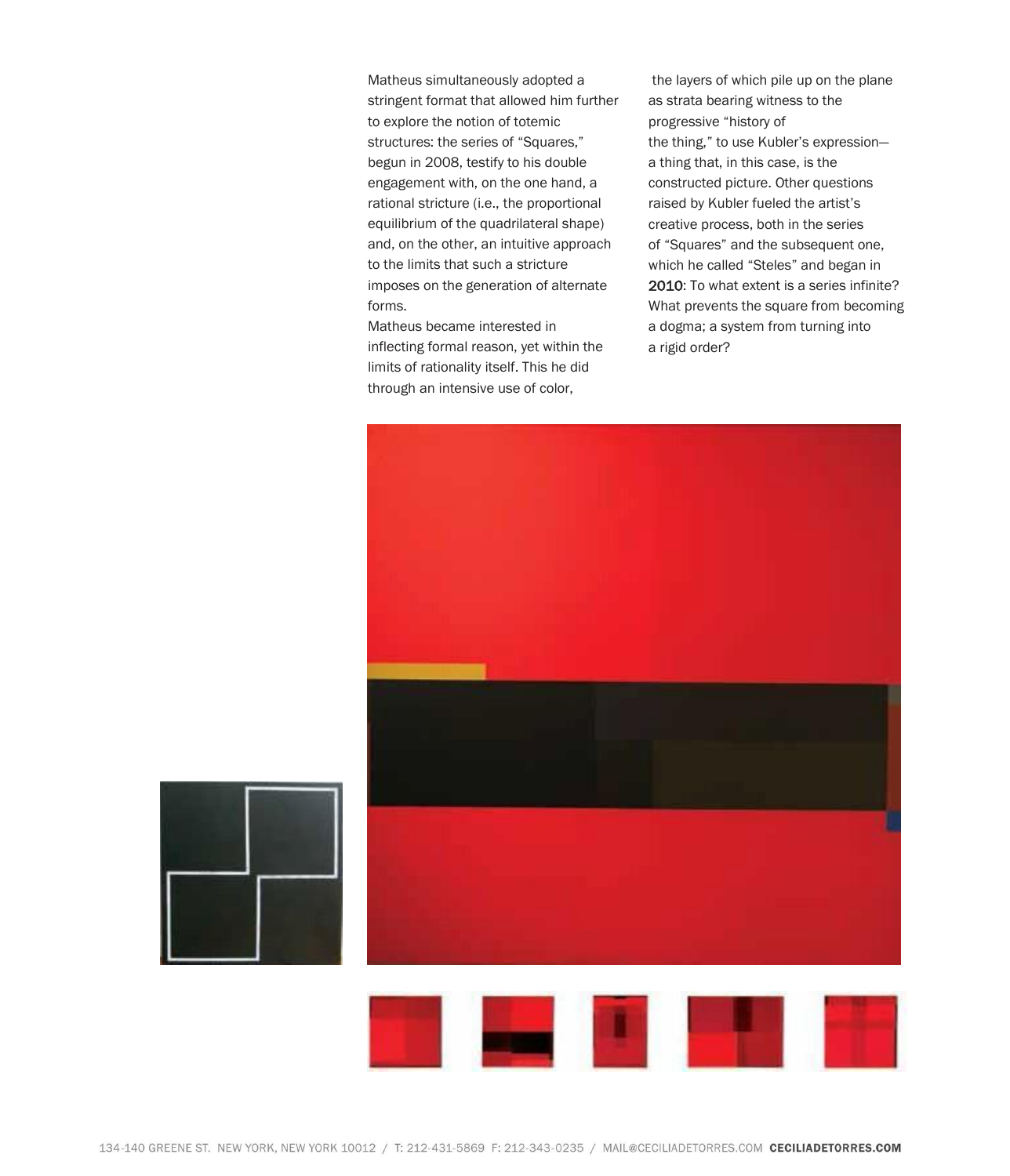Matheus simultaneously adopted a stringent format that allowed him further to explore the notion of totemic structures: the series of "Squares," begun in 2008, testify to his double engagement with, on the one hand, a rational stricture (i.e., the proportional equilibrium of the quadrilateral shape) and, on the other, an intuitive approach to the limits that such a stricture imposes on the generation of alternate forms.

Matheus became interested in inflecting formal reason, yet within the limits of rationality itself. This he did through an intensive use of color, the layers of which pile up on the plane as strata bearing witness to the progressive "history of the thing," to use Kubler's expression—a thing that, in this case, is the constructed picture. Other questions raised by Kubler fueled the artist's creative process, both in the series of "Squares" and the subsequent one, which he called "Steles" and began in 2010: To what extent is a series infinite? What prevents the square from becoming a dogma; a system from turning into a rigid order?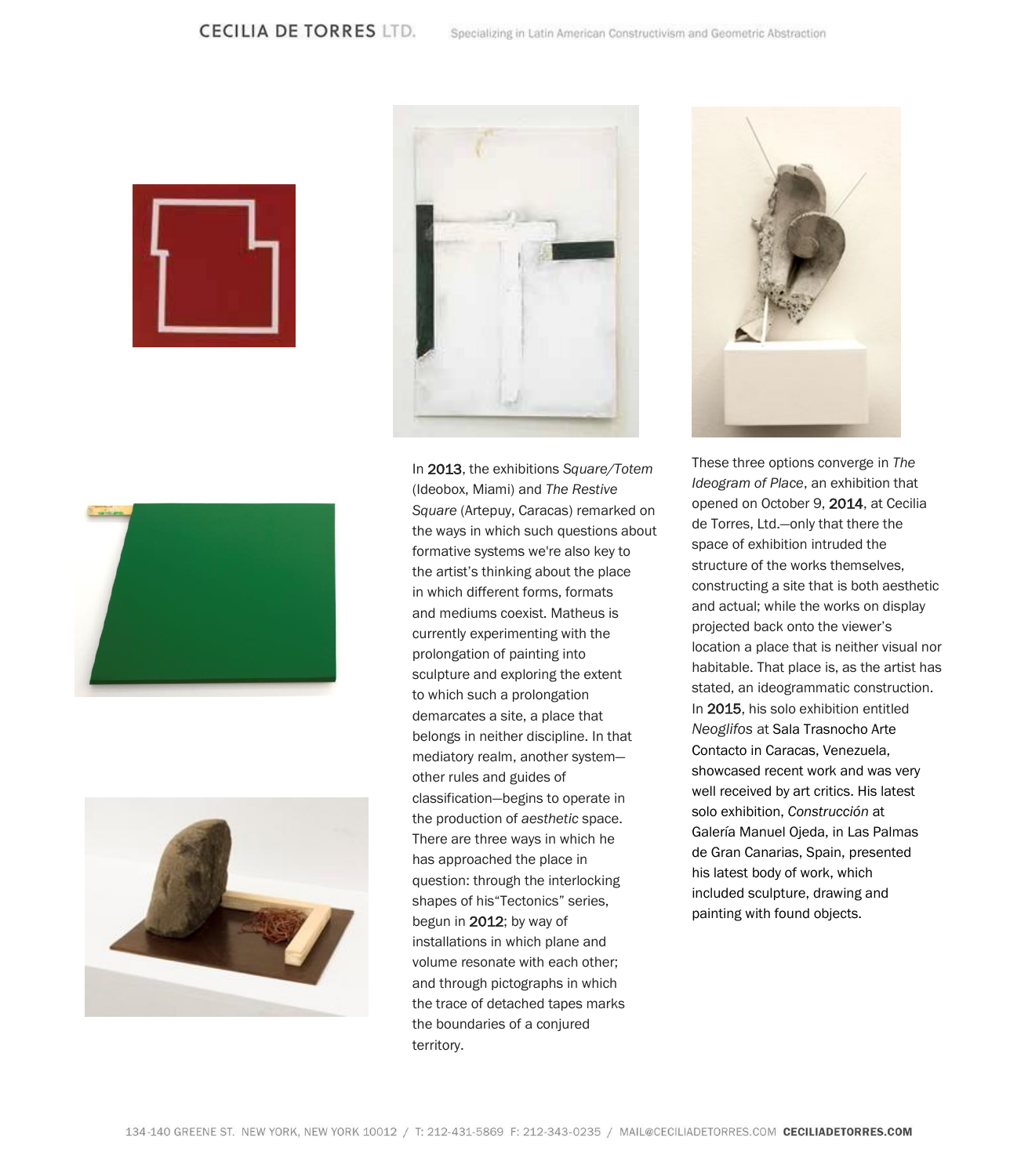In 2013, the exhibitions *Square/Totem* (Ideobox, Miami) and *The Restive Square* (Artepuy, Caracas) remarked on the ways in which such questions about formative systems we're also key to the artist's thinking about the place in which different forms, formats and mediums coexist. Matheus is currently experimenting with the prolongation of painting into sculpture and exploring the extent to which such a prolongation demarcates a site, a place that belongs in neither discipline. In that mediatory realm, another system—other rules and guides of classification—begins to operate in the production of *aesthetic* space. There are three ways in which he has approached the place in question: through the interlocking shapes of his"Tectonics" series, begun in 2012; by way of installations in which plane and volume resonate with each other; and through pictographs in which the trace of detached tapes marks the boundaries of a conjured territory.

These three options converge in *The Ideogram of Place*, an exhibition that opened on October 9, 2014, at Cecilia de Torres, Ltd.—only that there the space of exhibition intruded the structure of the works themselves, constructing a site that is both aesthetic and actual; while the works on display projected back onto the viewer's location a place that is neither visual nor habitable. That place is, as the artist has stated, an ideogrammatic construction. In 2015, his solo exhibition entitled *Neoglifos* at Sala Trasnocho Arte Contacto in Caracas, Venezuela, showcased recent work and was very well received by art critics. His latest solo exhibition, *Construcción* at Galería Manuel Ojeda, in Las Palmas de Gran Canarias, Spain, presented his latest body of work, which included sculpture, drawing and painting with found objects.